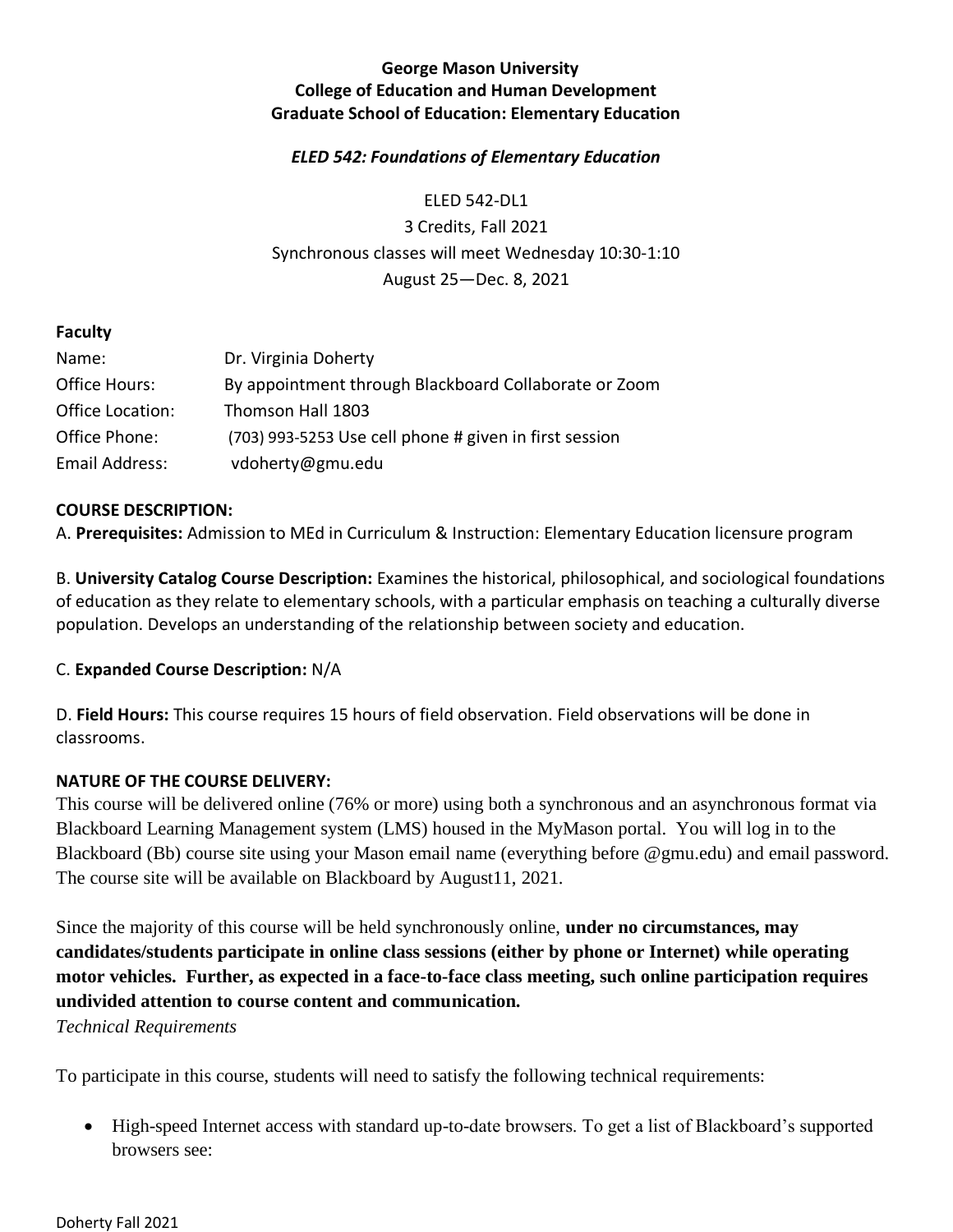**George Mason University**
**College of Education and Human Development**
**Graduate School of Education: Elementary Education**

***ELED 542: Foundations of Elementary Education***

ELED 542-DL1
3 Credits, Fall 2021
Synchronous classes will meet Wednesday 10:30-1:10
August 25—Dec. 8, 2021

**Faculty**

| | |
|---|---|
| Name: | Dr. Virginia Doherty |
| Office Hours: | By appointment through Blackboard Collaborate or Zoom |
| Office Location: | Thomson Hall 1803 |
| Office Phone: | (703) 993-5253 Use cell phone # given in first session |
| Email Address: | vdoherty@gmu.edu |

**COURSE DESCRIPTION:**

A. **Prerequisites:** Admission to MEd in Curriculum & Instruction: Elementary Education licensure program

B. **University Catalog Course Description:** Examines the historical, philosophical, and sociological foundations of education as they relate to elementary schools, with a particular emphasis on teaching a culturally diverse population. Develops an understanding of the relationship between society and education.

C. **Expanded Course Description:** N/A

D. **Field Hours:** This course requires 15 hours of field observation. Field observations will be done in classrooms.

**NATURE OF THE COURSE DELIVERY:**

This course will be delivered online (76% or more) using both a synchronous and an asynchronous format via Blackboard Learning Management system (LMS) housed in the MyMason portal. You will log in to the Blackboard (Bb) course site using your Mason email name (everything before @gmu.edu) and email password. The course site will be available on Blackboard by August11, 2021.

Since the majority of this course will be held synchronously online, **under no circumstances, may candidates/students participate in online class sessions (either by phone or Internet) while operating motor vehicles. Further, as expected in a face-to-face class meeting, such online participation requires undivided attention to course content and communication.**

*Technical Requirements*

To participate in this course, students will need to satisfy the following technical requirements:

- High-speed Internet access with standard up-to-date browsers. To get a list of Blackboard's supported browsers see: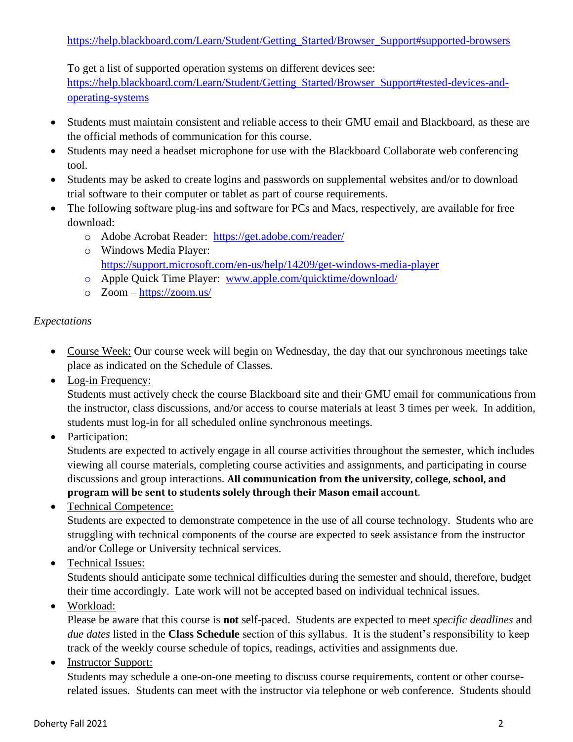https://help.blackboard.com/Learn/Student/Getting_Started/Browser_Support#supported-browsers

To get a list of supported operation systems on different devices see: https://help.blackboard.com/Learn/Student/Getting_Started/Browser_Support#tested-devices-and-operating-systems

- Students must maintain consistent and reliable access to their GMU email and Blackboard, as these are the official methods of communication for this course.
- Students may need a headset microphone for use with the Blackboard Collaborate web conferencing tool.
- Students may be asked to create logins and passwords on supplemental websites and/or to download trial software to their computer or tablet as part of course requirements.
- The following software plug-ins and software for PCs and Macs, respectively, are available for free download:
  - Adobe Acrobat Reader: https://get.adobe.com/reader/
  - Windows Media Player: https://support.microsoft.com/en-us/help/14209/get-windows-media-player
  - Apple Quick Time Player: www.apple.com/quicktime/download/
  - Zoom – https://zoom.us/

*Expectations*

- Course Week: Our course week will begin on Wednesday, the day that our synchronous meetings take place as indicated on the Schedule of Classes.
- Log-in Frequency:
  Students must actively check the course Blackboard site and their GMU email for communications from the instructor, class discussions, and/or access to course materials at least 3 times per week. In addition, students must log-in for all scheduled online synchronous meetings.
- Participation:
  Students are expected to actively engage in all course activities throughout the semester, which includes viewing all course materials, completing course activities and assignments, and participating in course discussions and group interactions. **All communication from the university, college, school, and program will be sent to students solely through their Mason email account**.
- Technical Competence:
  Students are expected to demonstrate competence in the use of all course technology. Students who are struggling with technical components of the course are expected to seek assistance from the instructor and/or College or University technical services.
- Technical Issues:
  Students should anticipate some technical difficulties during the semester and should, therefore, budget their time accordingly. Late work will not be accepted based on individual technical issues.
- Workload:
  Please be aware that this course is **not** self-paced. Students are expected to meet *specific deadlines* and *due dates* listed in the **Class Schedule** section of this syllabus. It is the student's responsibility to keep track of the weekly course schedule of topics, readings, activities and assignments due.
- Instructor Support:
  Students may schedule a one-on-one meeting to discuss course requirements, content or other course-related issues. Students can meet with the instructor via telephone or web conference. Students should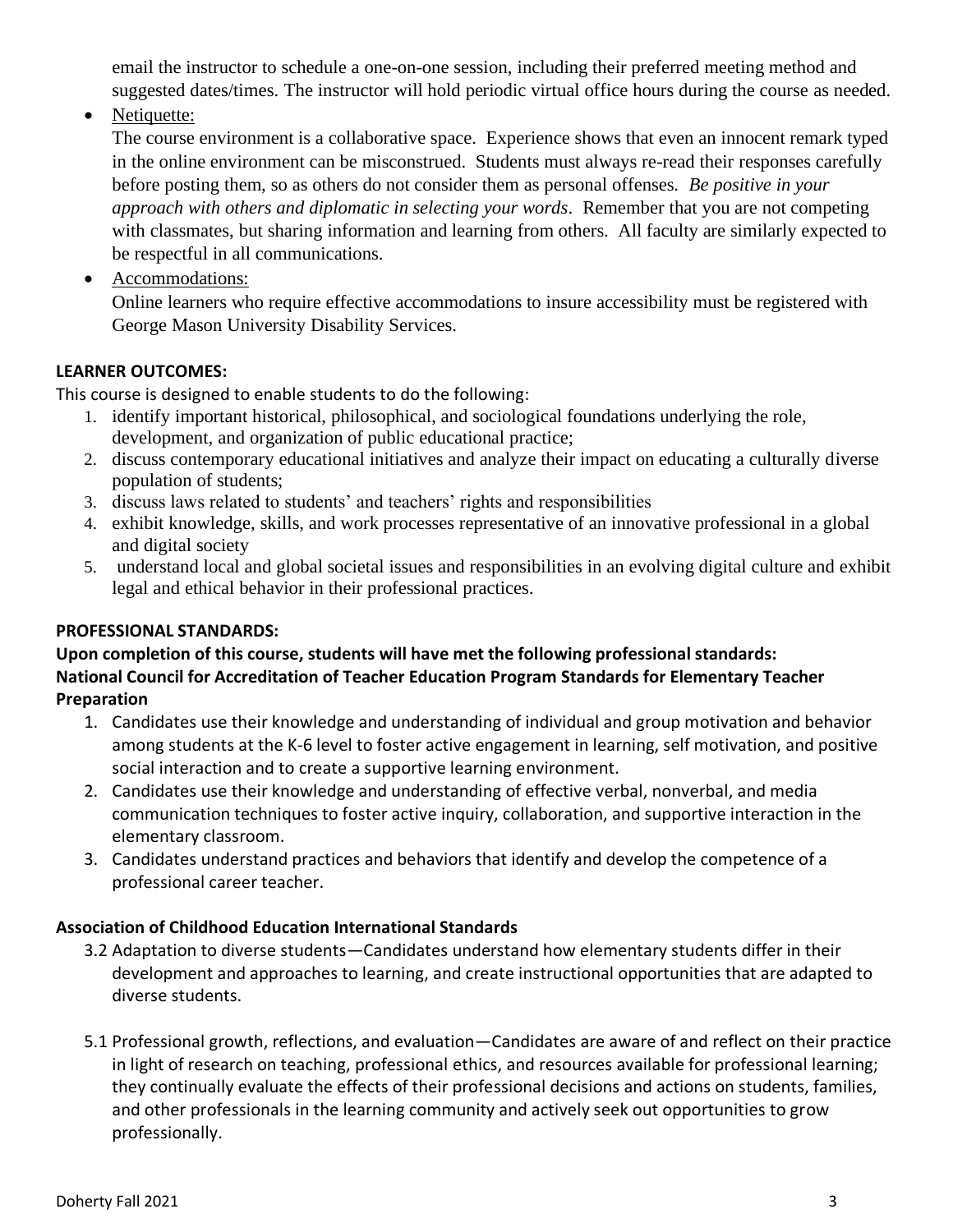email the instructor to schedule a one-on-one session, including their preferred meeting method and suggested dates/times. The instructor will hold periodic virtual office hours during the course as needed.

- Netiquette:
  The course environment is a collaborative space. Experience shows that even an innocent remark typed in the online environment can be misconstrued. Students must always re-read their responses carefully before posting them, so as others do not consider them as personal offenses. *Be positive in your approach with others and diplomatic in selecting your words*. Remember that you are not competing with classmates, but sharing information and learning from others. All faculty are similarly expected to be respectful in all communications.
- Accommodations:
  Online learners who require effective accommodations to insure accessibility must be registered with George Mason University Disability Services.

**LEARNER OUTCOMES:**

This course is designed to enable students to do the following:

1. identify important historical, philosophical, and sociological foundations underlying the role, development, and organization of public educational practice;
2. discuss contemporary educational initiatives and analyze their impact on educating a culturally diverse population of students;
3. discuss laws related to students' and teachers' rights and responsibilities
4. exhibit knowledge, skills, and work processes representative of an innovative professional in a global and digital society
5. understand local and global societal issues and responsibilities in an evolving digital culture and exhibit legal and ethical behavior in their professional practices.

**PROFESSIONAL STANDARDS:**

**Upon completion of this course, students will have met the following professional standards:**
**National Council for Accreditation of Teacher Education Program Standards for Elementary Teacher Preparation**

1. Candidates use their knowledge and understanding of individual and group motivation and behavior among students at the K-6 level to foster active engagement in learning, self motivation, and positive social interaction and to create a supportive learning environment.
2. Candidates use their knowledge and understanding of effective verbal, nonverbal, and media communication techniques to foster active inquiry, collaboration, and supportive interaction in the elementary classroom.
3. Candidates understand practices and behaviors that identify and develop the competence of a professional career teacher.

**Association of Childhood Education International Standards**

3.2 Adaptation to diverse students—Candidates understand how elementary students differ in their development and approaches to learning, and create instructional opportunities that are adapted to diverse students.

5.1 Professional growth, reflections, and evaluation—Candidates are aware of and reflect on their practice in light of research on teaching, professional ethics, and resources available for professional learning; they continually evaluate the effects of their professional decisions and actions on students, families, and other professionals in the learning community and actively seek out opportunities to grow professionally.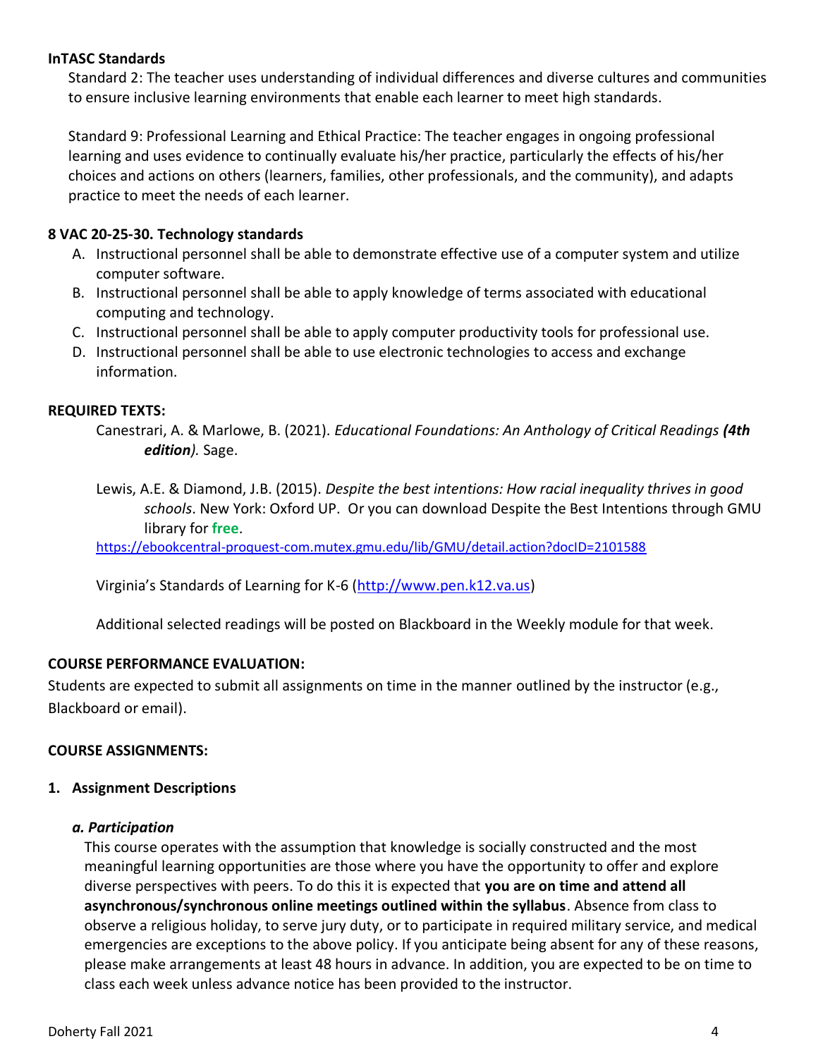**InTASC Standards**

Standard 2: The teacher uses understanding of individual differences and diverse cultures and communities to ensure inclusive learning environments that enable each learner to meet high standards.

Standard 9: Professional Learning and Ethical Practice: The teacher engages in ongoing professional learning and uses evidence to continually evaluate his/her practice, particularly the effects of his/her choices and actions on others (learners, families, other professionals, and the community), and adapts practice to meet the needs of each learner.

**8 VAC 20-25-30. Technology standards**

A. Instructional personnel shall be able to demonstrate effective use of a computer system and utilize computer software.
B. Instructional personnel shall be able to apply knowledge of terms associated with educational computing and technology.
C. Instructional personnel shall be able to apply computer productivity tools for professional use.
D. Instructional personnel shall be able to use electronic technologies to access and exchange information.

**REQUIRED TEXTS:**

Canestrari, A. & Marlowe, B. (2021). *Educational Foundations: An Anthology of Critical Readings* ***(4th edition)****.* Sage.

Lewis, A.E. & Diamond, J.B. (2015). *Despite the best intentions: How racial inequality thrives in good schools*. New York: Oxford UP. Or you can download Despite the Best Intentions through GMU library for **free**.
https://ebookcentral-proquest-com.mutex.gmu.edu/lib/GMU/detail.action?docID=2101588

Virginia's Standards of Learning for K-6 (http://www.pen.k12.va.us)

Additional selected readings will be posted on Blackboard in the Weekly module for that week.

**COURSE PERFORMANCE EVALUATION:**

Students are expected to submit all assignments on time in the manner outlined by the instructor (e.g., Blackboard or email).

**COURSE ASSIGNMENTS:**

**1. Assignment Descriptions**

***a. Participation***

This course operates with the assumption that knowledge is socially constructed and the most meaningful learning opportunities are those where you have the opportunity to offer and explore diverse perspectives with peers. To do this it is expected that **you are on time and attend all asynchronous/synchronous online meetings outlined within the syllabus**. Absence from class to observe a religious holiday, to serve jury duty, or to participate in required military service, and medical emergencies are exceptions to the above policy. If you anticipate being absent for any of these reasons, please make arrangements at least 48 hours in advance. In addition, you are expected to be on time to class each week unless advance notice has been provided to the instructor.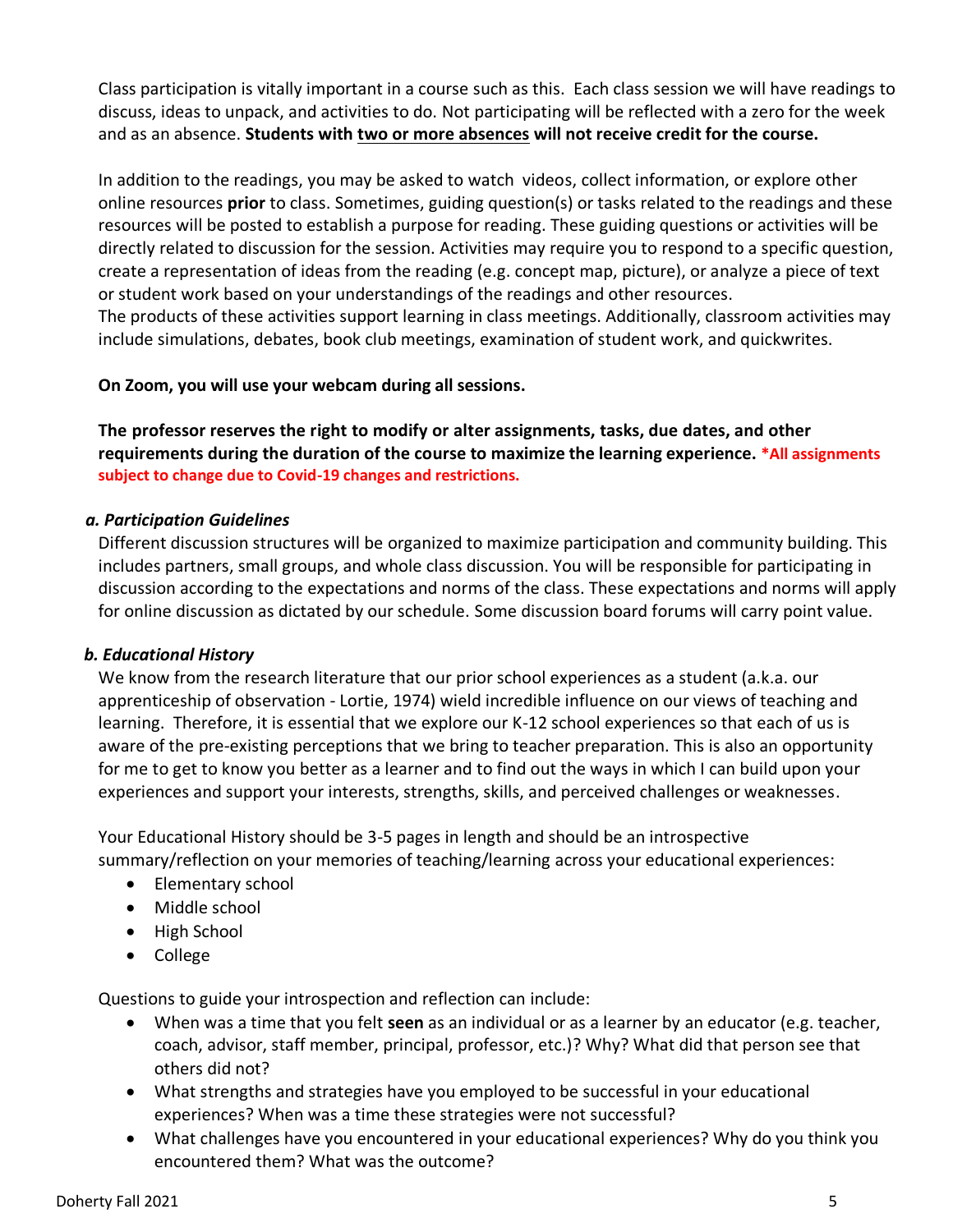Class participation is vitally important in a course such as this. Each class session we will have readings to discuss, ideas to unpack, and activities to do. Not participating will be reflected with a zero for the week and as an absence. **Students with two or more absences will not receive credit for the course.**

In addition to the readings, you may be asked to watch videos, collect information, or explore other online resources **prior** to class. Sometimes, guiding question(s) or tasks related to the readings and these resources will be posted to establish a purpose for reading. These guiding questions or activities will be directly related to discussion for the session. Activities may require you to respond to a specific question, create a representation of ideas from the reading (e.g. concept map, picture), or analyze a piece of text or student work based on your understandings of the readings and other resources.
The products of these activities support learning in class meetings. Additionally, classroom activities may include simulations, debates, book club meetings, examination of student work, and quickwrites.

**On Zoom, you will use your webcam during all sessions.**

**The professor reserves the right to modify or alter assignments, tasks, due dates, and other requirements during the duration of the course to maximize the learning experience. \*All assignments subject to change due to Covid-19 changes and restrictions.**

### *a. Participation Guidelines*

Different discussion structures will be organized to maximize participation and community building. This includes partners, small groups, and whole class discussion. You will be responsible for participating in discussion according to the expectations and norms of the class. These expectations and norms will apply for online discussion as dictated by our schedule. Some discussion board forums will carry point value.

### *b. Educational History*

We know from the research literature that our prior school experiences as a student (a.k.a. our apprenticeship of observation - Lortie, 1974) wield incredible influence on our views of teaching and learning. Therefore, it is essential that we explore our K-12 school experiences so that each of us is aware of the pre-existing perceptions that we bring to teacher preparation. This is also an opportunity for me to get to know you better as a learner and to find out the ways in which I can build upon your experiences and support your interests, strengths, skills, and perceived challenges or weaknesses.

Your Educational History should be 3-5 pages in length and should be an introspective summary/reflection on your memories of teaching/learning across your educational experiences:

- Elementary school
- Middle school
- High School
- College

Questions to guide your introspection and reflection can include:

- When was a time that you felt **seen** as an individual or as a learner by an educator (e.g. teacher, coach, advisor, staff member, principal, professor, etc.)? Why? What did that person see that others did not?
- What strengths and strategies have you employed to be successful in your educational experiences? When was a time these strategies were not successful?
- What challenges have you encountered in your educational experiences? Why do you think you encountered them? What was the outcome?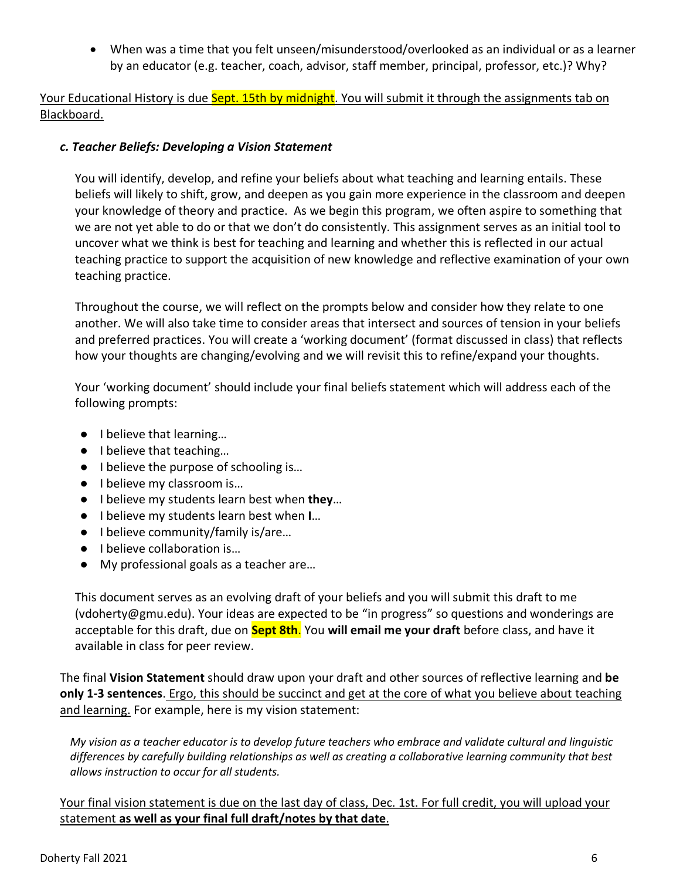- When was a time that you felt unseen/misunderstood/overlooked as an individual or as a learner by an educator (e.g. teacher, coach, advisor, staff member, principal, professor, etc.)? Why?

Your Educational History is due Sept. 15th by midnight. You will submit it through the assignments tab on Blackboard.

### *c. Teacher Beliefs: Developing a Vision Statement*

You will identify, develop, and refine your beliefs about what teaching and learning entails. These beliefs will likely to shift, grow, and deepen as you gain more experience in the classroom and deepen your knowledge of theory and practice. As we begin this program, we often aspire to something that we are not yet able to do or that we don't do consistently. This assignment serves as an initial tool to uncover what we think is best for teaching and learning and whether this is reflected in our actual teaching practice to support the acquisition of new knowledge and reflective examination of your own teaching practice.

Throughout the course, we will reflect on the prompts below and consider how they relate to one another. We will also take time to consider areas that intersect and sources of tension in your beliefs and preferred practices. You will create a 'working document' (format discussed in class) that reflects how your thoughts are changing/evolving and we will revisit this to refine/expand your thoughts.

Your 'working document' should include your final beliefs statement which will address each of the following prompts:

- I believe that learning…
- I believe that teaching…
- I believe the purpose of schooling is…
- I believe my classroom is…
- I believe my students learn best when **they**…
- I believe my students learn best when **I**…
- I believe community/family is/are…
- I believe collaboration is…
- My professional goals as a teacher are…

This document serves as an evolving draft of your beliefs and you will submit this draft to me (vdoherty@gmu.edu). Your ideas are expected to be "in progress" so questions and wonderings are acceptable for this draft, due on **Sept 8th**. You **will email me your draft** before class, and have it available in class for peer review.

The final **Vision Statement** should draw upon your draft and other sources of reflective learning and **be only 1-3 sentences**. Ergo, this should be succinct and get at the core of what you believe about teaching and learning. For example, here is my vision statement:

*My vision as a teacher educator is to develop future teachers who embrace and validate cultural and linguistic differences by carefully building relationships as well as creating a collaborative learning community that best allows instruction to occur for all students.*

Your final vision statement is due on the last day of class, Dec. 1st. For full credit, you will upload your statement **as well as your final full draft/notes by that date**.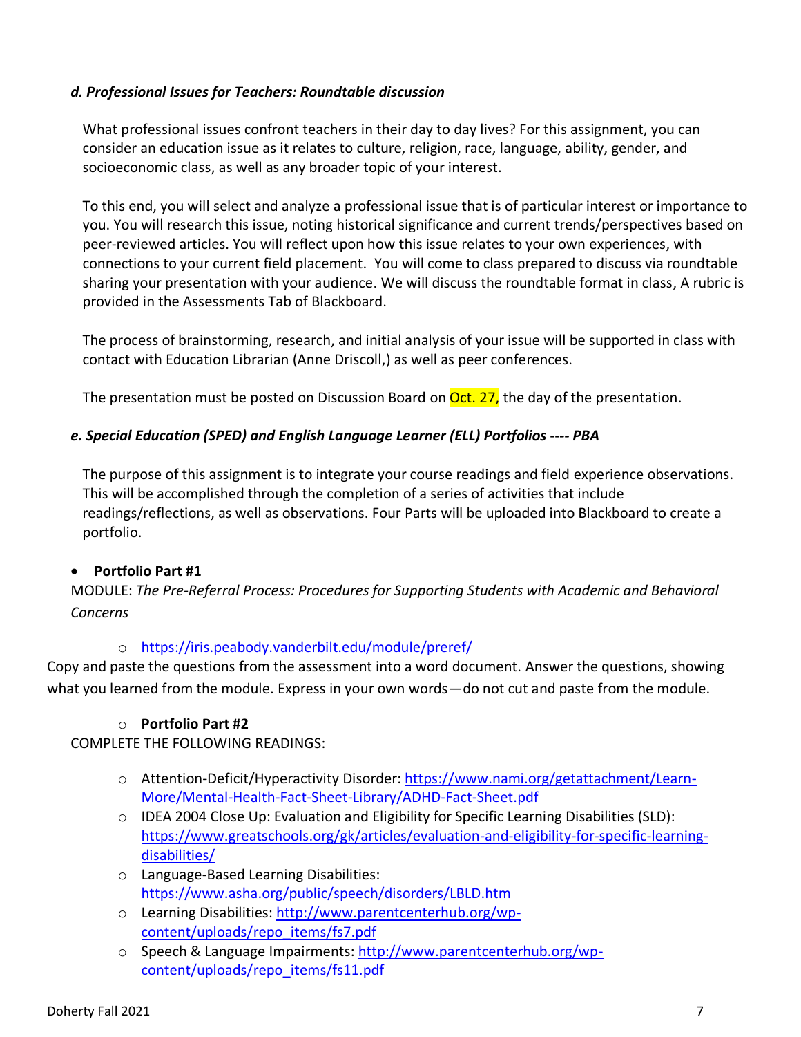### *d. Professional Issues for Teachers: Roundtable discussion*

What professional issues confront teachers in their day to day lives? For this assignment, you can consider an education issue as it relates to culture, religion, race, language, ability, gender, and socioeconomic class, as well as any broader topic of your interest.

To this end, you will select and analyze a professional issue that is of particular interest or importance to you. You will research this issue, noting historical significance and current trends/perspectives based on peer-reviewed articles. You will reflect upon how this issue relates to your own experiences, with connections to your current field placement. You will come to class prepared to discuss via roundtable sharing your presentation with your audience. We will discuss the roundtable format in class, A rubric is provided in the Assessments Tab of Blackboard.

The process of brainstorming, research, and initial analysis of your issue will be supported in class with contact with Education Librarian (Anne Driscoll,) as well as peer conferences.

The presentation must be posted on Discussion Board on Oct. 27, the day of the presentation.

### *e. Special Education (SPED) and English Language Learner (ELL) Portfolios ---- PBA*

The purpose of this assignment is to integrate your course readings and field experience observations. This will be accomplished through the completion of a series of activities that include readings/reflections, as well as observations. Four Parts will be uploaded into Blackboard to create a portfolio.

- **Portfolio Part #1**

MODULE: *The Pre-Referral Process: Procedures for Supporting Students with Academic and Behavioral Concerns*

  - https://iris.peabody.vanderbilt.edu/module/preref/

Copy and paste the questions from the assessment into a word document. Answer the questions, showing what you learned from the module. Express in your own words—do not cut and paste from the module.

  - **Portfolio Part #2**

COMPLETE THE FOLLOWING READINGS:

  - Attention-Deficit/Hyperactivity Disorder: https://www.nami.org/getattachment/Learn-More/Mental-Health-Fact-Sheet-Library/ADHD-Fact-Sheet.pdf
  - IDEA 2004 Close Up: Evaluation and Eligibility for Specific Learning Disabilities (SLD): https://www.greatschools.org/gk/articles/evaluation-and-eligibility-for-specific-learning-disabilities/
  - Language-Based Learning Disabilities: https://www.asha.org/public/speech/disorders/LBLD.htm
  - Learning Disabilities: http://www.parentcenterhub.org/wp-content/uploads/repo_items/fs7.pdf
  - Speech & Language Impairments: http://www.parentcenterhub.org/wp-content/uploads/repo_items/fs11.pdf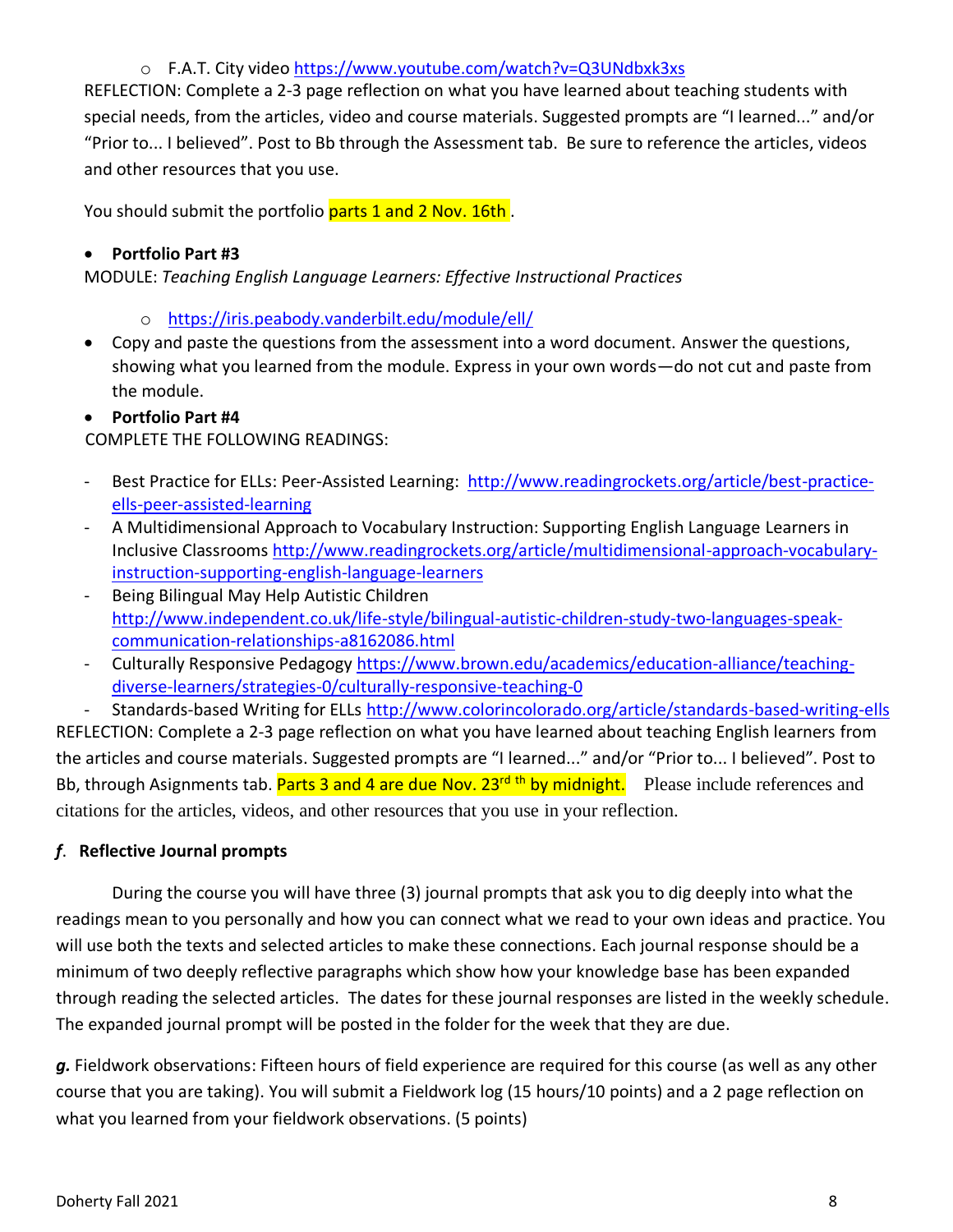- F.A.T. City video https://www.youtube.com/watch?v=Q3UNdbxk3xs

REFLECTION: Complete a 2-3 page reflection on what you have learned about teaching students with special needs, from the articles, video and course materials. Suggested prompts are "I learned..." and/or "Prior to... I believed". Post to Bb through the Assessment tab. Be sure to reference the articles, videos and other resources that you use.

You should submit the portfolio parts 1 and 2 Nov. 16th .

- **Portfolio Part #3**

MODULE: *Teaching English Language Learners: Effective Instructional Practices*

- https://iris.peabody.vanderbilt.edu/module/ell/

- Copy and paste the questions from the assessment into a word document. Answer the questions, showing what you learned from the module. Express in your own words—do not cut and paste from the module.
- **Portfolio Part #4**

COMPLETE THE FOLLOWING READINGS:

- Best Practice for ELLs: Peer-Assisted Learning: http://www.readingrockets.org/article/best-practice-ells-peer-assisted-learning
- A Multidimensional Approach to Vocabulary Instruction: Supporting English Language Learners in Inclusive Classrooms http://www.readingrockets.org/article/multidimensional-approach-vocabulary-instruction-supporting-english-language-learners
- Being Bilingual May Help Autistic Children http://www.independent.co.uk/life-style/bilingual-autistic-children-study-two-languages-speak-communication-relationships-a8162086.html
- Culturally Responsive Pedagogy https://www.brown.edu/academics/education-alliance/teaching-diverse-learners/strategies-0/culturally-responsive-teaching-0
- Standards-based Writing for ELLs http://www.colorincolorado.org/article/standards-based-writing-ells

REFLECTION: Complete a 2-3 page reflection on what you have learned about teaching English learners from the articles and course materials. Suggested prompts are "I learned..." and/or "Prior to... I believed". Post to Bb, through Asignments tab. Parts 3 and 4 are due Nov. 23rd th by midnight. Please include references and citations for the articles, videos, and other resources that you use in your reflection.

### *f*. Reflective Journal prompts

During the course you will have three (3) journal prompts that ask you to dig deeply into what the readings mean to you personally and how you can connect what we read to your own ideas and practice. You will use both the texts and selected articles to make these connections. Each journal response should be a minimum of two deeply reflective paragraphs which show how your knowledge base has been expanded through reading the selected articles. The dates for these journal responses are listed in the weekly schedule. The expanded journal prompt will be posted in the folder for the week that they are due.

***g.*** Fieldwork observations: Fifteen hours of field experience are required for this course (as well as any other course that you are taking). You will submit a Fieldwork log (15 hours/10 points) and a 2 page reflection on what you learned from your fieldwork observations. (5 points)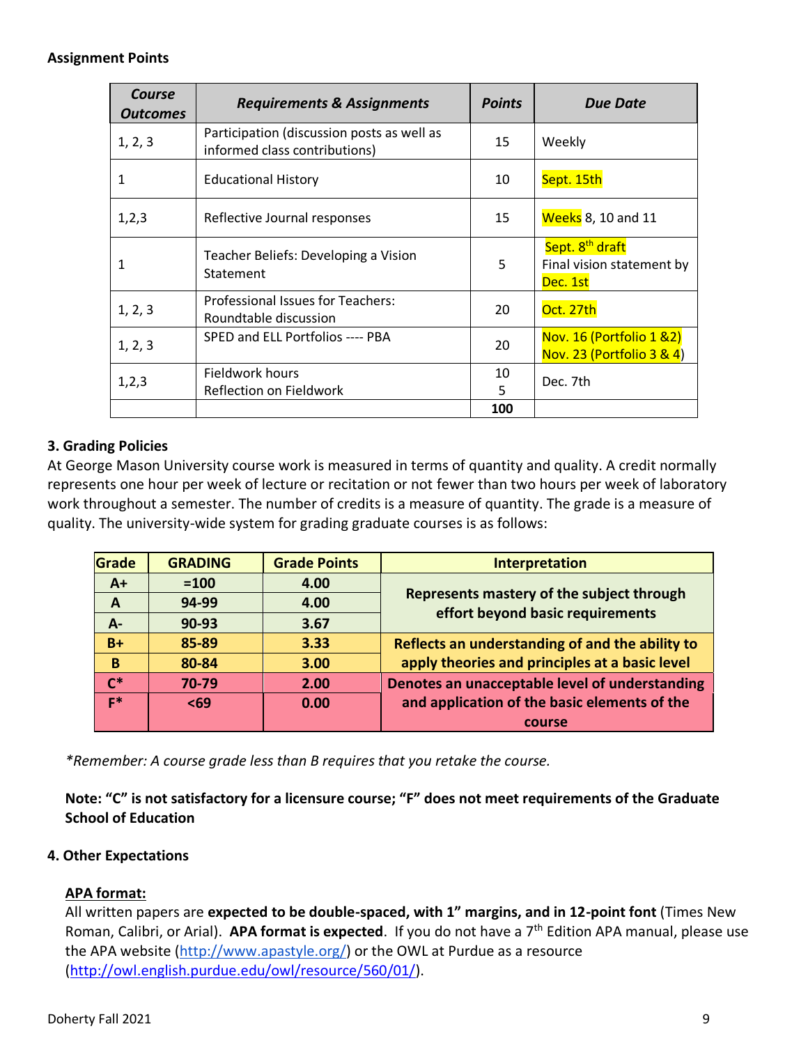**Assignment Points**

| *Course Outcomes* | *Requirements & Assignments* | *Points* | *Due Date* |
|---|---|---|---|
| 1, 2, 3 | Participation (discussion posts as well as informed class contributions) | 15 | Weekly |
| 1 | Educational History | 10 | Sept. 15th |
| 1,2,3 | Reflective Journal responses | 15 | Weeks 8, 10 and 11 |
| 1 | Teacher Beliefs: Developing a Vision Statement | 5 | Sept. 8th draft<br>Final vision statement by Dec. 1st |
| 1, 2, 3 | Professional Issues for Teachers: Roundtable discussion | 20 | Oct. 27th |
| 1, 2, 3 | SPED and ELL Portfolios ---- PBA | 20 | Nov. 16 (Portfolio 1 &2)<br>Nov. 23 (Portfolio 3 & 4) |
| 1,2,3 | Fieldwork hours<br>Reflection on Fieldwork | 10<br>5 | Dec. 7th |
| | | **100** | |

**3. Grading Policies**

At George Mason University course work is measured in terms of quantity and quality. A credit normally represents one hour per week of lecture or recitation or not fewer than two hours per week of laboratory work throughout a semester. The number of credits is a measure of quantity. The grade is a measure of quality. The university-wide system for grading graduate courses is as follows:

| Grade | GRADING | Grade Points | Interpretation |
|---|---|---|---|
| A+ | =100 | 4.00 | Represents mastery of the subject through effort beyond basic requirements |
| A | 94-99 | 4.00 | |
| A- | 90-93 | 3.67 | |
| B+ | 85-89 | 3.33 | Reflects an understanding of and the ability to apply theories and principles at a basic level |
| B | 80-84 | 3.00 | |
| C* | 70-79 | 2.00 | Denotes an unacceptable level of understanding and application of the basic elements of the course |
| F* | <69 | 0.00 | |

*\*Remember: A course grade less than B requires that you retake the course.*

**Note: "C" is not satisfactory for a licensure course; "F" does not meet requirements of the Graduate School of Education**

**4. Other Expectations**

**APA format:**

All written papers are **expected to be double-spaced, with 1" margins, and in 12-point font** (Times New Roman, Calibri, or Arial). **APA format is expected**. If you do not have a 7th Edition APA manual, please use the APA website (http://www.apastyle.org/) or the OWL at Purdue as a resource (http://owl.english.purdue.edu/owl/resource/560/01/).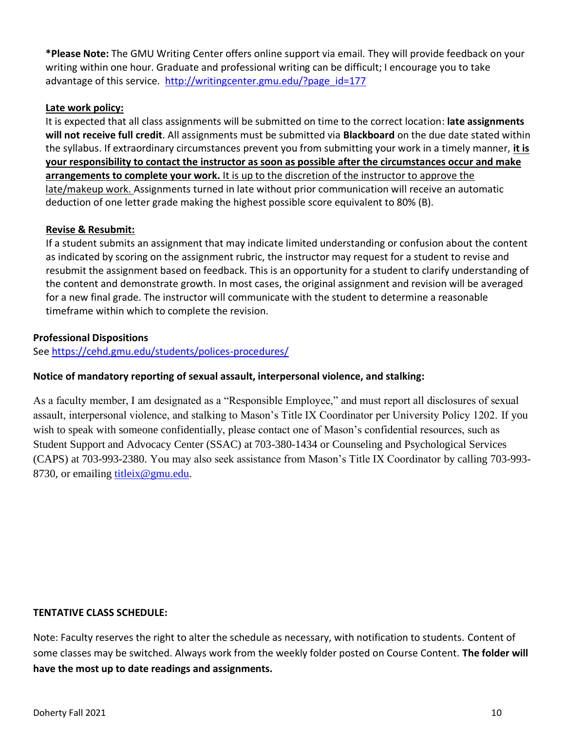**\*Please Note:** The GMU Writing Center offers online support via email. They will provide feedback on your writing within one hour. Graduate and professional writing can be difficult; I encourage you to take advantage of this service. http://writingcenter.gmu.edu/?page_id=177

**Late work policy:**

It is expected that all class assignments will be submitted on time to the correct location: **late assignments will not receive full credit**. All assignments must be submitted via **Blackboard** on the due date stated within the syllabus. If extraordinary circumstances prevent you from submitting your work in a timely manner, **it is your responsibility to contact the instructor as soon as possible after the circumstances occur and make arrangements to complete your work.** It is up to the discretion of the instructor to approve the late/makeup work. Assignments turned in late without prior communication will receive an automatic deduction of one letter grade making the highest possible score equivalent to 80% (B).

**Revise & Resubmit:**

If a student submits an assignment that may indicate limited understanding or confusion about the content as indicated by scoring on the assignment rubric, the instructor may request for a student to revise and resubmit the assignment based on feedback. This is an opportunity for a student to clarify understanding of the content and demonstrate growth. In most cases, the original assignment and revision will be averaged for a new final grade. The instructor will communicate with the student to determine a reasonable timeframe within which to complete the revision.

**Professional Dispositions**

See https://cehd.gmu.edu/students/polices-procedures/

**Notice of mandatory reporting of sexual assault, interpersonal violence, and stalking:**

As a faculty member, I am designated as a "Responsible Employee," and must report all disclosures of sexual assault, interpersonal violence, and stalking to Mason's Title IX Coordinator per University Policy 1202. If you wish to speak with someone confidentially, please contact one of Mason's confidential resources, such as Student Support and Advocacy Center (SSAC) at 703-380-1434 or Counseling and Psychological Services (CAPS) at 703-993-2380. You may also seek assistance from Mason's Title IX Coordinator by calling 703-993-8730, or emailing titleix@gmu.edu.

**TENTATIVE CLASS SCHEDULE:**

Note: Faculty reserves the right to alter the schedule as necessary, with notification to students. Content of some classes may be switched. Always work from the weekly folder posted on Course Content. **The folder will have the most up to date readings and assignments.**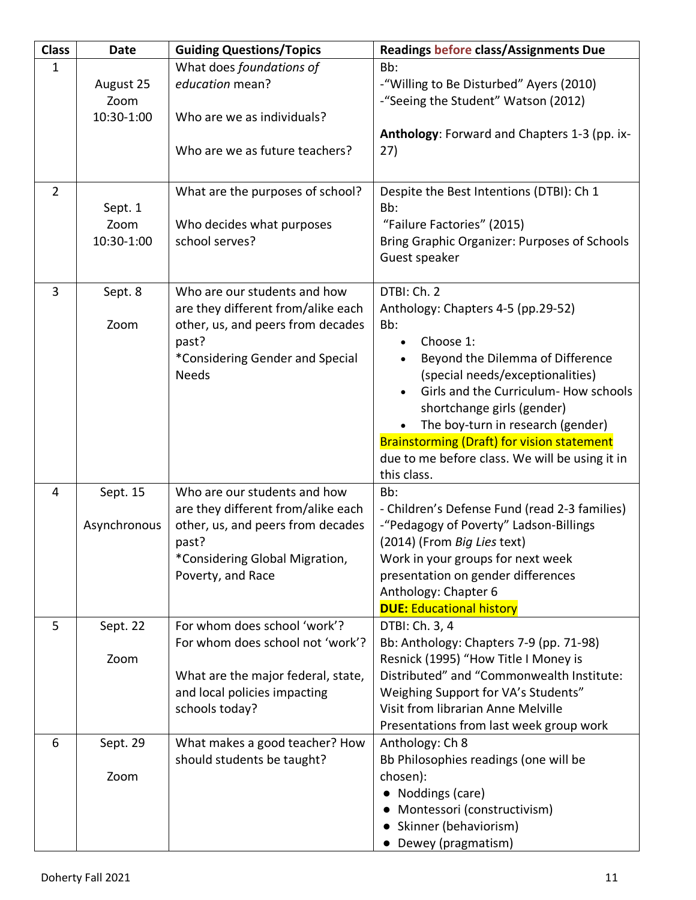| Class | Date | Guiding Questions/Topics | Readings before class/Assignments Due |
|---|---|---|---|
| 1 | August 25<br>Zoom<br>10:30-1:00 | What does *foundations of education* mean?<br><br>Who are we as individuals?<br><br>Who are we as future teachers? | Bb:<br>-"Willing to Be Disturbed" Ayers (2010)<br>-"Seeing the Student" Watson (2012)<br><br>**Anthology**: Forward and Chapters 1-3 (pp. ix-27) |
| 2 | Sept. 1<br>Zoom<br>10:30-1:00 | What are the purposes of school?<br><br>Who decides what purposes school serves? | Despite the Best Intentions (DTBI): Ch 1<br>Bb:<br>"Failure Factories" (2015)<br>Bring Graphic Organizer: Purposes of Schools<br>Guest speaker |
| 3 | Sept. 8<br><br>Zoom | Who are our students and how are they different from/alike each other, us, and peers from decades past?<br>*Considering Gender and Special Needs | DTBI: Ch. 2<br>Anthology: Chapters 4-5 (pp.29-52)<br>Bb:<br>• Choose 1:<br>• Beyond the Dilemma of Difference (special needs/exceptionalities)<br>• Girls and the Curriculum- How schools shortchange girls (gender)<br>• The boy-turn in research (gender)<br>Brainstorming (Draft) for vision statement due to me before class. We will be using it in this class. |
| 4 | Sept. 15<br><br>Asynchronous | Who are our students and how are they different from/alike each other, us, and peers from decades past?<br>*Considering Global Migration, Poverty, and Race | Bb:<br>- Children's Defense Fund (read 2-3 families)<br>-"Pedagogy of Poverty" Ladson-Billings (2014) (From *Big Lies* text)<br>Work in your groups for next week presentation on gender differences<br>Anthology: Chapter 6<br>**DUE:** Educational history |
| 5 | Sept. 22<br><br>Zoom | For whom does school 'work'?<br>For whom does school not 'work'?<br><br>What are the major federal, state, and local policies impacting schools today? | DTBI: Ch. 3, 4<br>Bb: Anthology: Chapters 7-9 (pp. 71-98)<br>Resnick (1995) "How Title I Money is Distributed" and "Commonwealth Institute: Weighing Support for VA's Students"<br>Visit from librarian Anne Melville<br>Presentations from last week group work |
| 6 | Sept. 29<br><br>Zoom | What makes a good teacher? How should students be taught? | Anthology: Ch 8<br>Bb Philosophies readings (one will be chosen):<br>• Noddings (care)<br>• Montessori (constructivism)<br>• Skinner (behaviorism)<br>• Dewey (pragmatism) |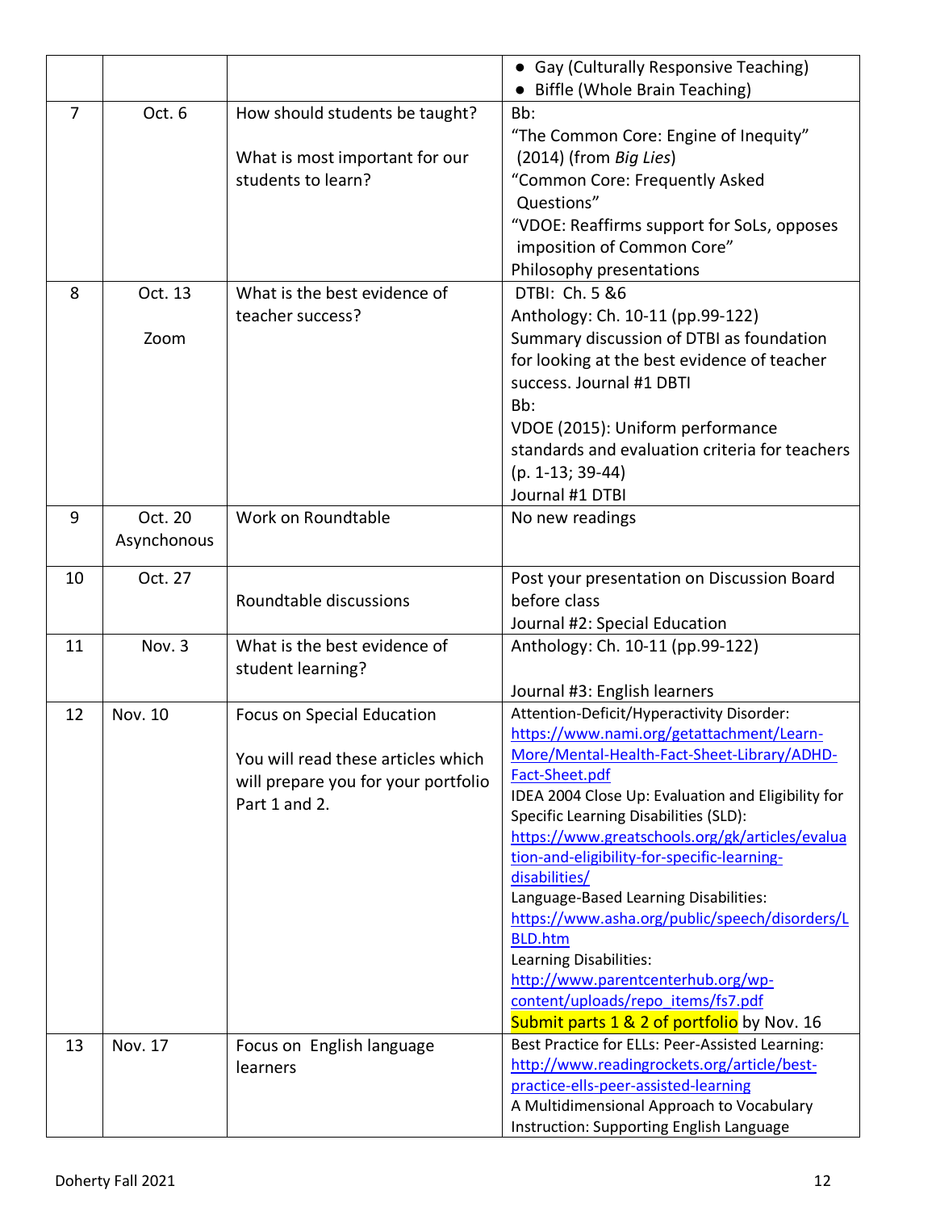| | | | |
|---|---|---|---|
| | | | ● Gay (Culturally Responsive Teaching)<br>● Biffle (Whole Brain Teaching) |
| 7 | Oct. 6 | How should students be taught?<br><br>What is most important for our students to learn? | Bb:<br>"The Common Core: Engine of Inequity" (2014) (from *Big Lies*)<br>"Common Core: Frequently Asked Questions"<br>"VDOE: Reaffirms support for SoLs, opposes imposition of Common Core"<br>Philosophy presentations |
| 8 | Oct. 13<br><br>Zoom | What is the best evidence of teacher success? | DTBI: Ch. 5 &6<br>Anthology: Ch. 10-11 (pp.99-122)<br>Summary discussion of DTBI as foundation for looking at the best evidence of teacher success. Journal #1 DBTI<br>Bb:<br>VDOE (2015): Uniform performance standards and evaluation criteria for teachers (p. 1-13; 39-44)<br>Journal #1 DTBI |
| 9 | Oct. 20<br>Asynchonous | Work on Roundtable | No new readings |
| 10 | Oct. 27 | Roundtable discussions | Post your presentation on Discussion Board before class<br>Journal #2: Special Education |
| 11 | Nov. 3 | What is the best evidence of student learning? | Anthology: Ch. 10-11 (pp.99-122)<br><br>Journal #3: English learners |
| 12 | Nov. 10 | Focus on Special Education<br><br>You will read these articles which will prepare you for your portfolio Part 1 and 2. | Attention-Deficit/Hyperactivity Disorder: https://www.nami.org/getattachment/Learn-More/Mental-Health-Fact-Sheet-Library/ADHD-Fact-Sheet.pdf<br>IDEA 2004 Close Up: Evaluation and Eligibility for Specific Learning Disabilities (SLD): https://www.greatschools.org/gk/articles/evaluation-and-eligibility-for-specific-learning-disabilities/<br>Language-Based Learning Disabilities: https://www.asha.org/public/speech/disorders/LBLD.htm<br>Learning Disabilities: http://www.parentcenterhub.org/wp-content/uploads/repo_items/fs7.pdf<br>Submit parts 1 & 2 of portfolio by Nov. 16 |
| 13 | Nov. 17 | Focus on English language learners | Best Practice for ELLs: Peer-Assisted Learning: http://www.readingrockets.org/article/best-practice-ells-peer-assisted-learning<br>A Multidimensional Approach to Vocabulary Instruction: Supporting English Language |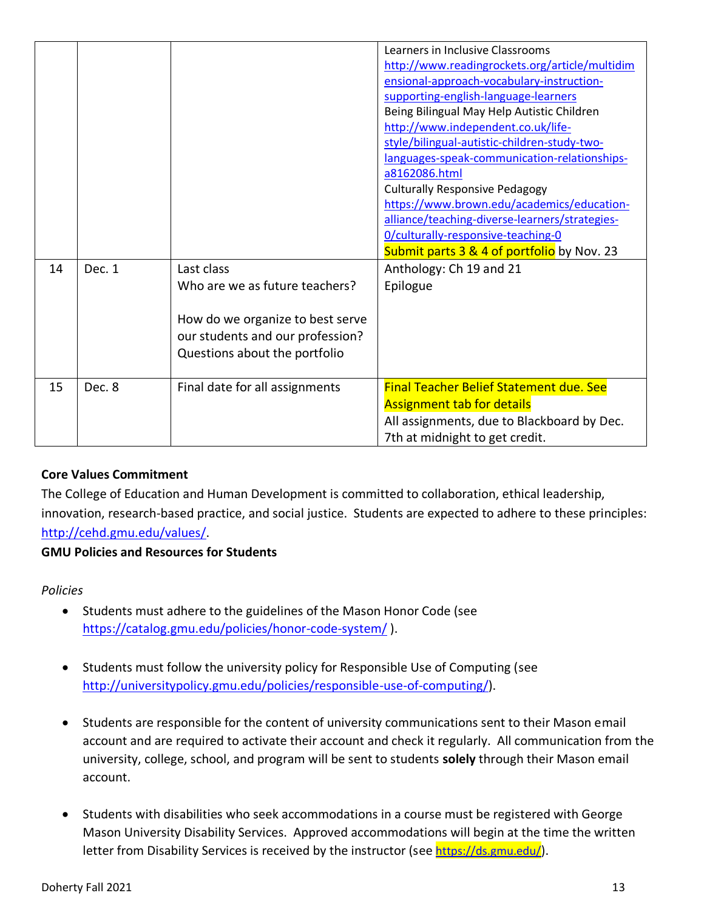| | | | |
|---|---|---|---|
| | | | Learners in Inclusive Classrooms http://www.readingrockets.org/article/multidimensional-approach-vocabulary-instruction-supporting-english-language-learners Being Bilingual May Help Autistic Children http://www.independent.co.uk/life-style/bilingual-autistic-children-study-two-languages-speak-communication-relationships-a8162086.html Culturally Responsive Pedagogy https://www.brown.edu/academics/education-alliance/teaching-diverse-learners/strategies-0/culturally-responsive-teaching-0 Submit parts 3 & 4 of portfolio by Nov. 23 |
| 14 | Dec. 1 | Last class Who are we as future teachers? How do we organize to best serve our students and our profession? Questions about the portfolio | Anthology: Ch 19 and 21 Epilogue |
| 15 | Dec. 8 | Final date for all assignments | Final Teacher Belief Statement due. See Assignment tab for details All assignments, due to Blackboard by Dec. 7th at midnight to get credit. |

**Core Values Commitment**

The College of Education and Human Development is committed to collaboration, ethical leadership, innovation, research-based practice, and social justice. Students are expected to adhere to these principles: http://cehd.gmu.edu/values/.

**GMU Policies and Resources for Students**

*Policies*

- Students must adhere to the guidelines of the Mason Honor Code (see https://catalog.gmu.edu/policies/honor-code-system/ ).

- Students must follow the university policy for Responsible Use of Computing (see http://universitypolicy.gmu.edu/policies/responsible-use-of-computing/).

- Students are responsible for the content of university communications sent to their Mason email account and are required to activate their account and check it regularly. All communication from the university, college, school, and program will be sent to students **solely** through their Mason email account.

- Students with disabilities who seek accommodations in a course must be registered with George Mason University Disability Services. Approved accommodations will begin at the time the written letter from Disability Services is received by the instructor (see https://ds.gmu.edu/).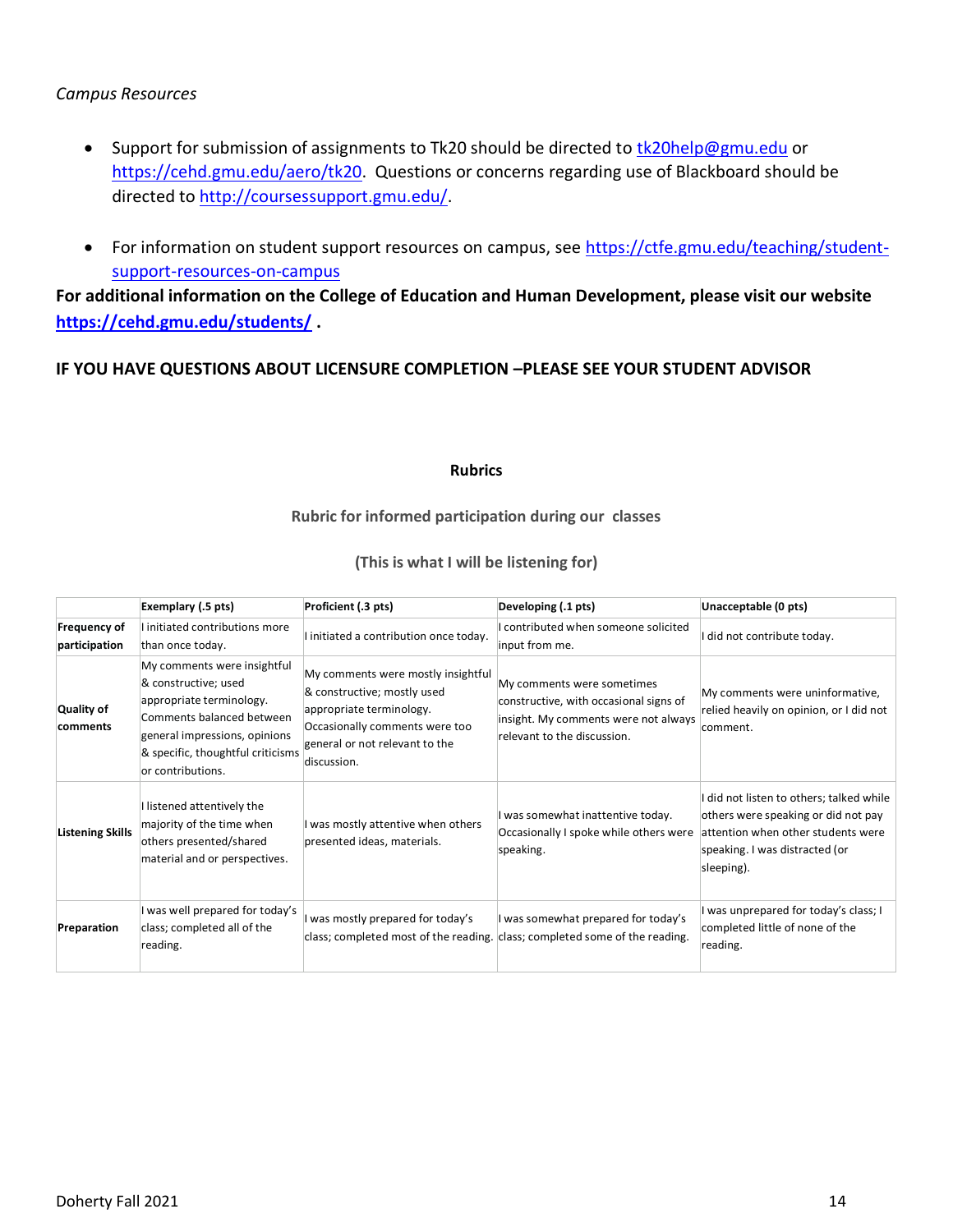*Campus Resources*

- Support for submission of assignments to Tk20 should be directed to tk20help@gmu.edu or https://cehd.gmu.edu/aero/tk20. Questions or concerns regarding use of Blackboard should be directed to http://coursessupport.gmu.edu/.

- For information on student support resources on campus, see https://ctfe.gmu.edu/teaching/student-support-resources-on-campus

**For additional information on the College of Education and Human Development, please visit our website https://cehd.gmu.edu/students/ .**

**IF YOU HAVE QUESTIONS ABOUT LICENSURE COMPLETION –PLEASE SEE YOUR STUDENT ADVISOR**

## Rubrics

### Rubric for informed participation during our classes

**(This is what I will be listening for)**

| | Exemplary (.5 pts) | Proficient (.3 pts) | Developing (.1 pts) | Unacceptable (0 pts) |
|---|---|---|---|---|
| **Frequency of participation** | I initiated contributions more than once today. | I initiated a contribution once today. | I contributed when someone solicited input from me. | I did not contribute today. |
| **Quality of comments** | My comments were insightful & constructive; used appropriate terminology. Comments balanced between general impressions, opinions & specific, thoughtful criticisms or contributions. | My comments were mostly insightful & constructive; mostly used appropriate terminology. Occasionally comments were too general or not relevant to the discussion. | My comments were sometimes constructive, with occasional signs of insight. My comments were not always relevant to the discussion. | My comments were uninformative, relied heavily on opinion, or I did not comment. |
| **Listening Skills** | I listened attentively the majority of the time when others presented/shared material and or perspectives. | I was mostly attentive when others presented ideas, materials. | I was somewhat inattentive today. Occasionally I spoke while others were speaking. | I did not listen to others; talked while others were speaking or did not pay attention when other students were speaking. I was distracted (or sleeping). |
| **Preparation** | I was well prepared for today's class; completed all of the reading. | I was mostly prepared for today's class; completed most of the reading. | I was somewhat prepared for today's class; completed some of the reading. | I was unprepared for today's class; I completed little of none of the reading. |